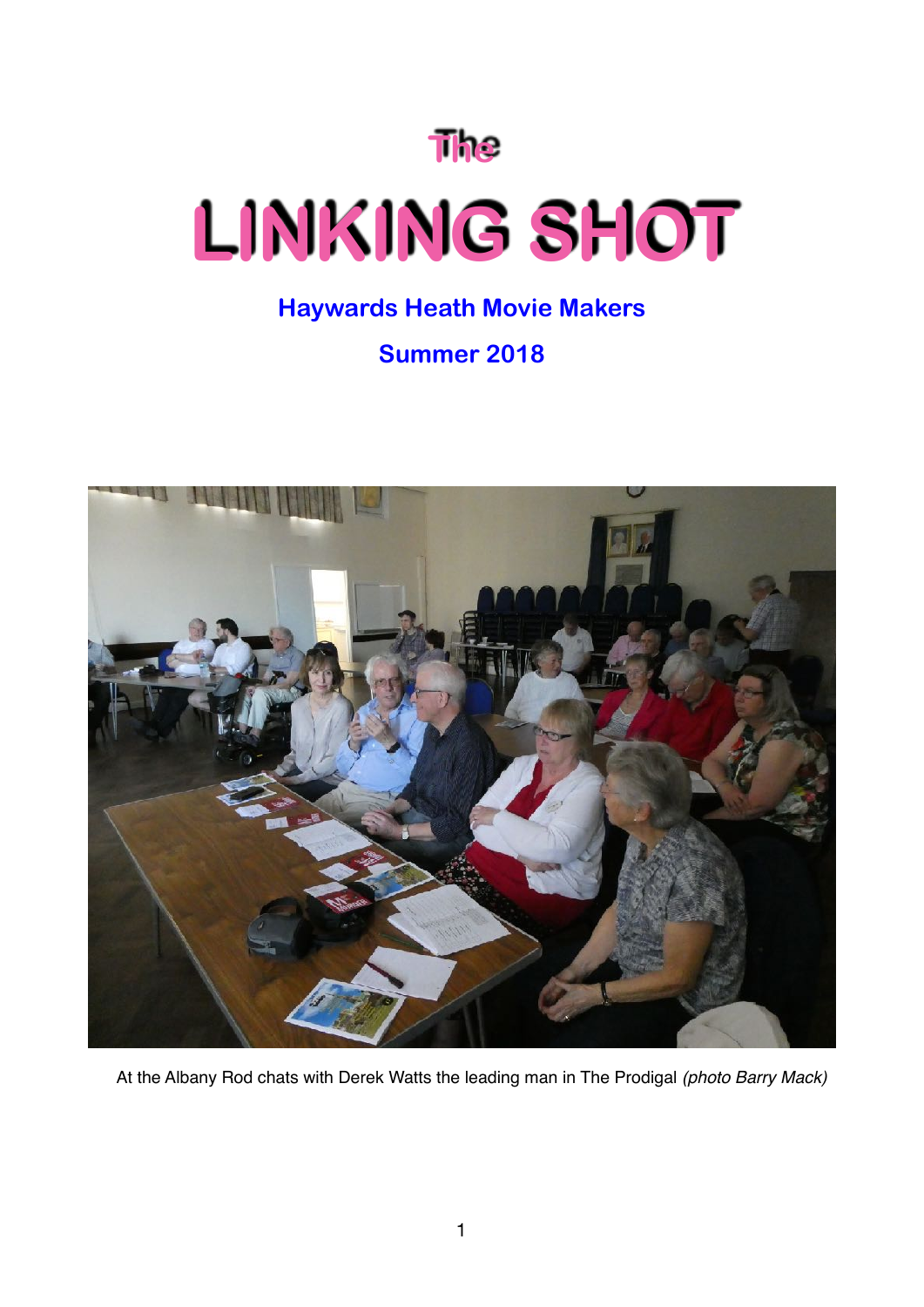# The

# LINKING SHOT

## Haywards Heath Movie Makers

## Summer 2018

At the Albany Rod chats with Derek Watts the leading man in The Prodigal *(photo Barry Mack)*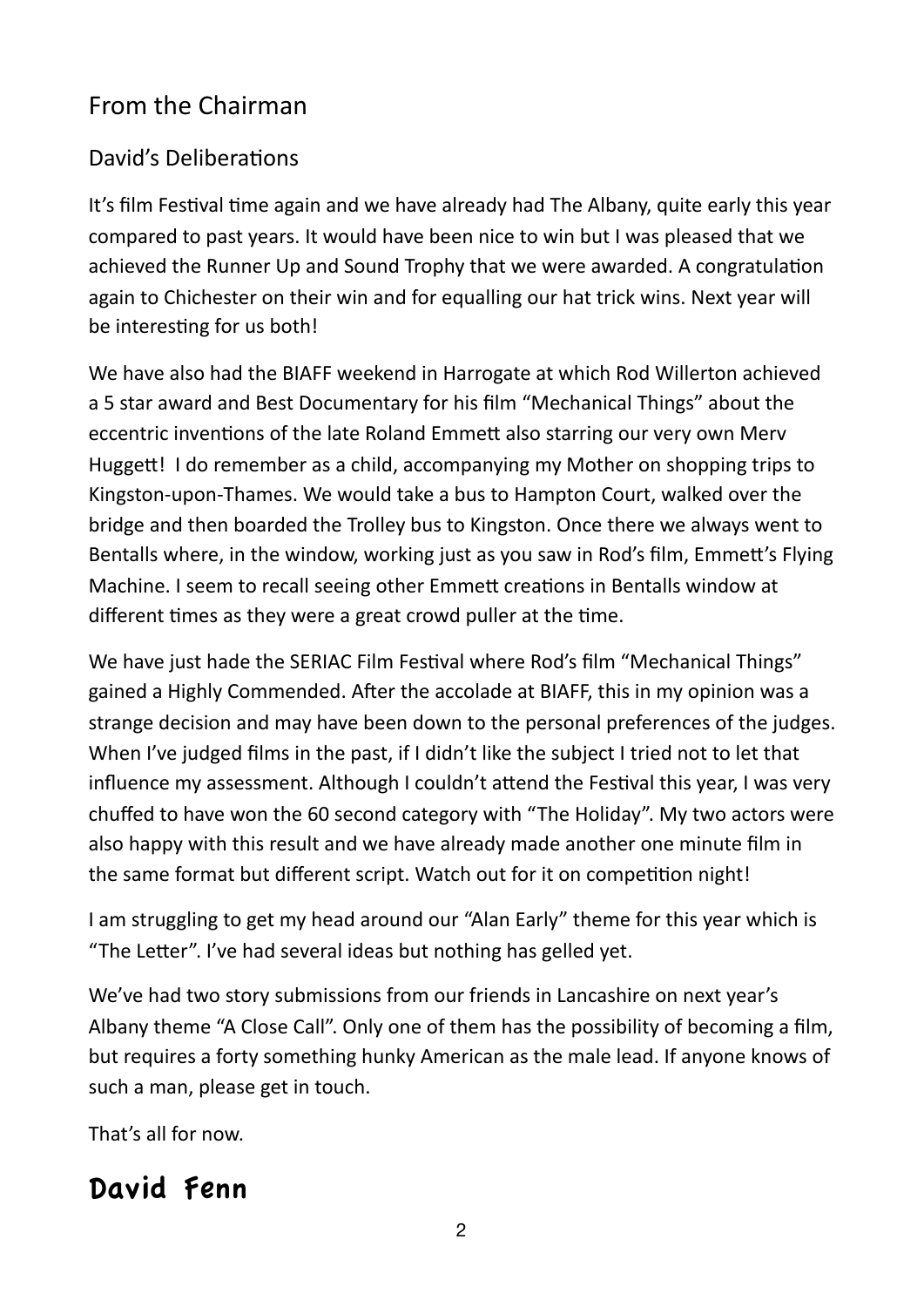## From the Chairman

### David's Deliberations

It's film Festival time again and we have already had The Albany, quite early this year compared to past years. It would have been nice to win but I was pleased that we achieved the Runner Up and Sound Trophy that we were awarded. A congratulation again to Chichester on their win and for equalling our hat trick wins. Next year will be interesting for us both!

We have also had the BIAFF weekend in Harrogate at which Rod Willerton achieved a 5 star award and Best Documentary for his film "Mechanical Things" about the eccentric inventions of the late Roland Emmett also starring our very own Merv Huggett! I do remember as a child, accompanying my Mother on shopping trips to Kingston-upon-Thames. We would take a bus to Hampton Court, walked over the bridge and then boarded the Trolley bus to Kingston. Once there we always went to Bentalls where, in the window, working just as you saw in Rod's film, Emmett's Flying Machine. I seem to recall seeing other Emmett creations in Bentalls window at different times as they were a great crowd puller at the time.

We have just hade the SERIAC Film Festival where Rod's film "Mechanical Things" gained a Highly Commended. After the accolade at BIAFF, this in my opinion was a strange decision and may have been down to the personal preferences of the judges. When I've judged films in the past, if I didn't like the subject I tried not to let that influence my assessment. Although I couldn't attend the Festival this year, I was very chuffed to have won the 60 second category with "The Holiday". My two actors were also happy with this result and we have already made another one minute film in the same format but different script. Watch out for it on competition night!

I am struggling to get my head around our "Alan Early" theme for this year which is "The Letter". I've had several ideas but nothing has gelled yet.

We've had two story submissions from our friends in Lancashire on next year's Albany theme "A Close Call". Only one of them has the possibility of becoming a film, but requires a forty something hunky American as the male lead. If anyone knows of such a man, please get in touch.

That's all for now.

**David Fenn**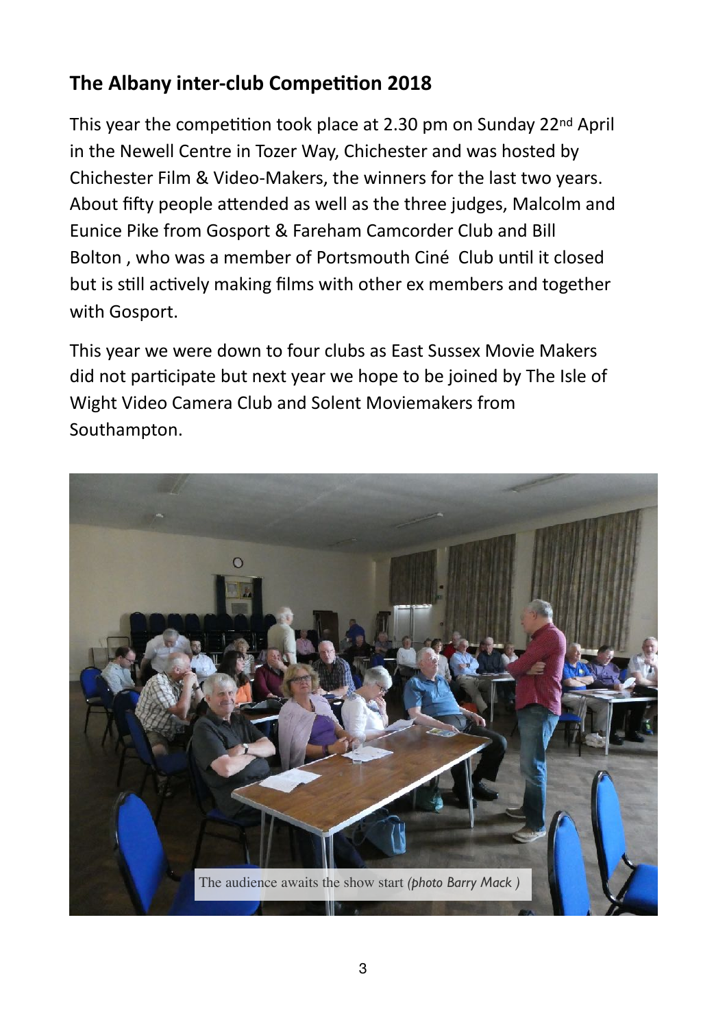## The Albany inter-club Competition 2018

This year the competition took place at 2.30 pm on Sunday 22nd April in the Newell Centre in Tozer Way, Chichester and was hosted by Chichester Film & Video-Makers, the winners for the last two years. About fifty people attended as well as the three judges, Malcolm and Eunice Pike from Gosport & Fareham Camcorder Club and Bill Bolton , who was a member of Portsmouth Ciné Club until it closed but is still actively making films with other ex members and together with Gosport.

This year we were down to four clubs as East Sussex Movie Makers did not participate but next year we hope to be joined by The Isle of Wight Video Camera Club and Solent Moviemakers from Southampton.

The audience awaits the show start *(photo Barry Mack )*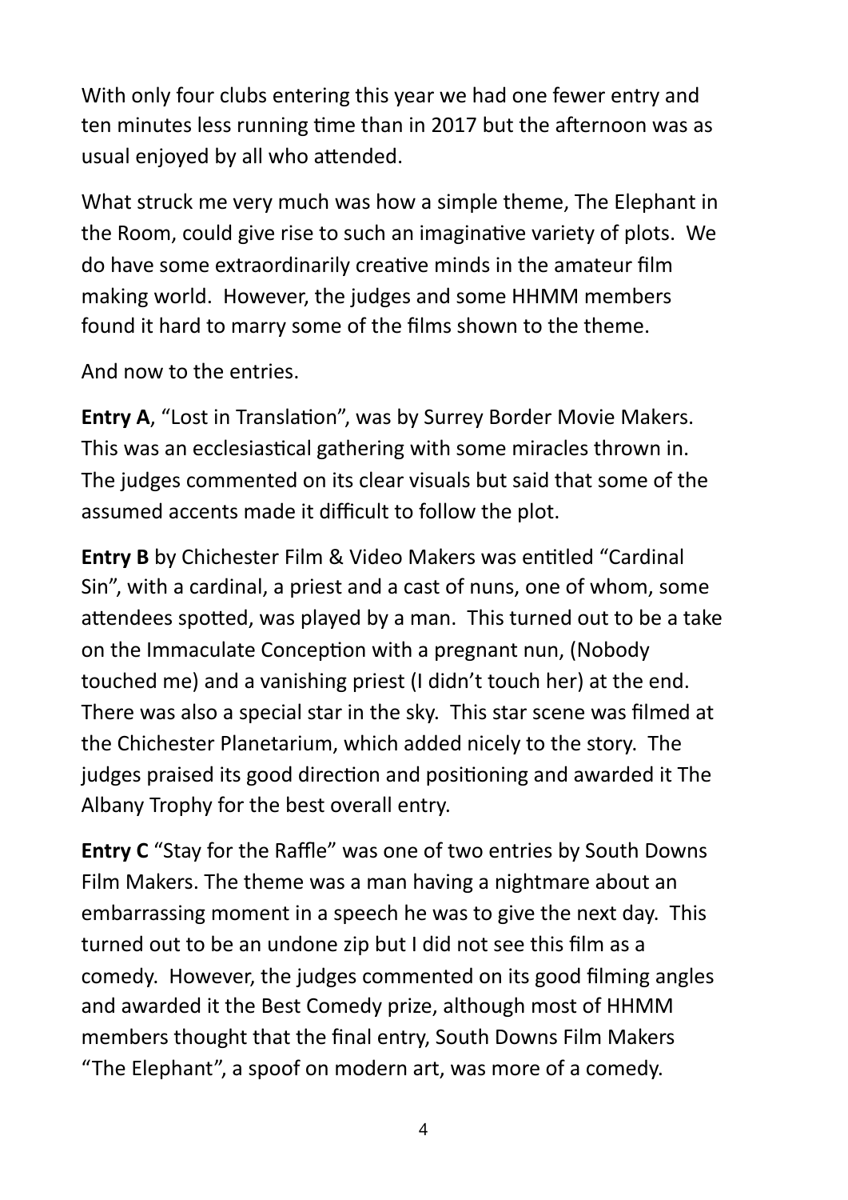With only four clubs entering this year we had one fewer entry and ten minutes less running time than in 2017 but the afternoon was as usual enjoyed by all who attended.

What struck me very much was how a simple theme, The Elephant in the Room, could give rise to such an imaginative variety of plots. We do have some extraordinarily creative minds in the amateur film making world. However, the judges and some HHMM members found it hard to marry some of the films shown to the theme.

And now to the entries.

**Entry A**, "Lost in Translation", was by Surrey Border Movie Makers. This was an ecclesiastical gathering with some miracles thrown in. The judges commented on its clear visuals but said that some of the assumed accents made it difficult to follow the plot.

**Entry B** by Chichester Film & Video Makers was entitled "Cardinal Sin", with a cardinal, a priest and a cast of nuns, one of whom, some attendees spotted, was played by a man. This turned out to be a take on the Immaculate Conception with a pregnant nun, (Nobody touched me) and a vanishing priest (I didn't touch her) at the end. There was also a special star in the sky. This star scene was filmed at the Chichester Planetarium, which added nicely to the story. The judges praised its good direction and positioning and awarded it The Albany Trophy for the best overall entry.

**Entry C** "Stay for the Raffle" was one of two entries by South Downs Film Makers. The theme was a man having a nightmare about an embarrassing moment in a speech he was to give the next day. This turned out to be an undone zip but I did not see this film as a comedy. However, the judges commented on its good filming angles and awarded it the Best Comedy prize, although most of HHMM members thought that the final entry, South Downs Film Makers "The Elephant", a spoof on modern art, was more of a comedy.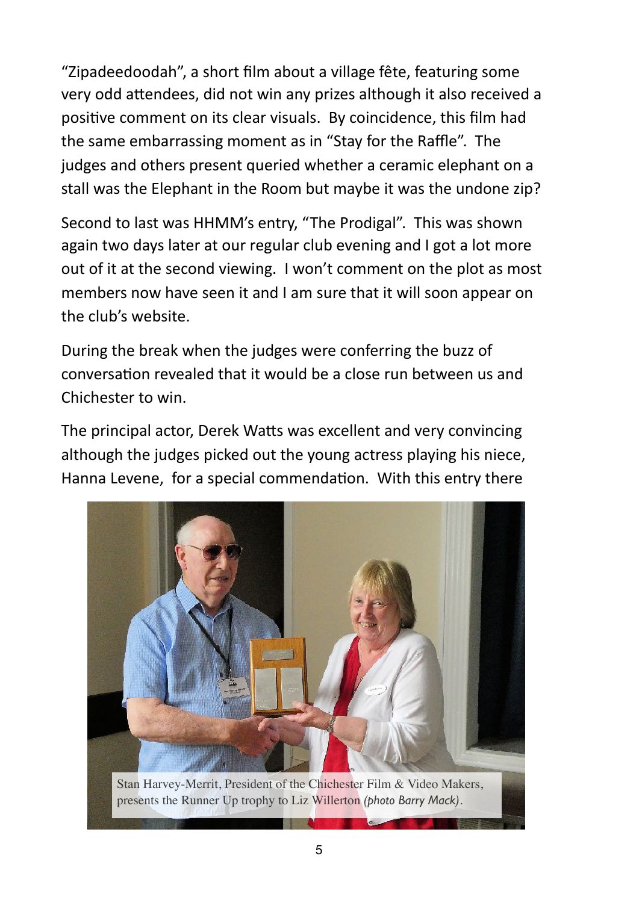"Zipadeedoodah", a short film about a village fête, featuring some very odd attendees, did not win any prizes although it also received a positive comment on its clear visuals. By coincidence, this film had the same embarrassing moment as in "Stay for the Raffle". The judges and others present queried whether a ceramic elephant on a stall was the Elephant in the Room but maybe it was the undone zip?

Second to last was HHMM's entry, "The Prodigal". This was shown again two days later at our regular club evening and I got a lot more out of it at the second viewing. I won't comment on the plot as most members now have seen it and I am sure that it will soon appear on the club's website.

During the break when the judges were conferring the buzz of conversation revealed that it would be a close run between us and Chichester to win.

The principal actor, Derek Watts was excellent and very convincing although the judges picked out the young actress playing his niece, Hanna Levene, for a special commendation. With this entry there

Stan Harvey-Merrit, President of the Chichester Film & Video Makers, presents the Runner Up trophy to Liz Willerton *(photo Barry Mack)*.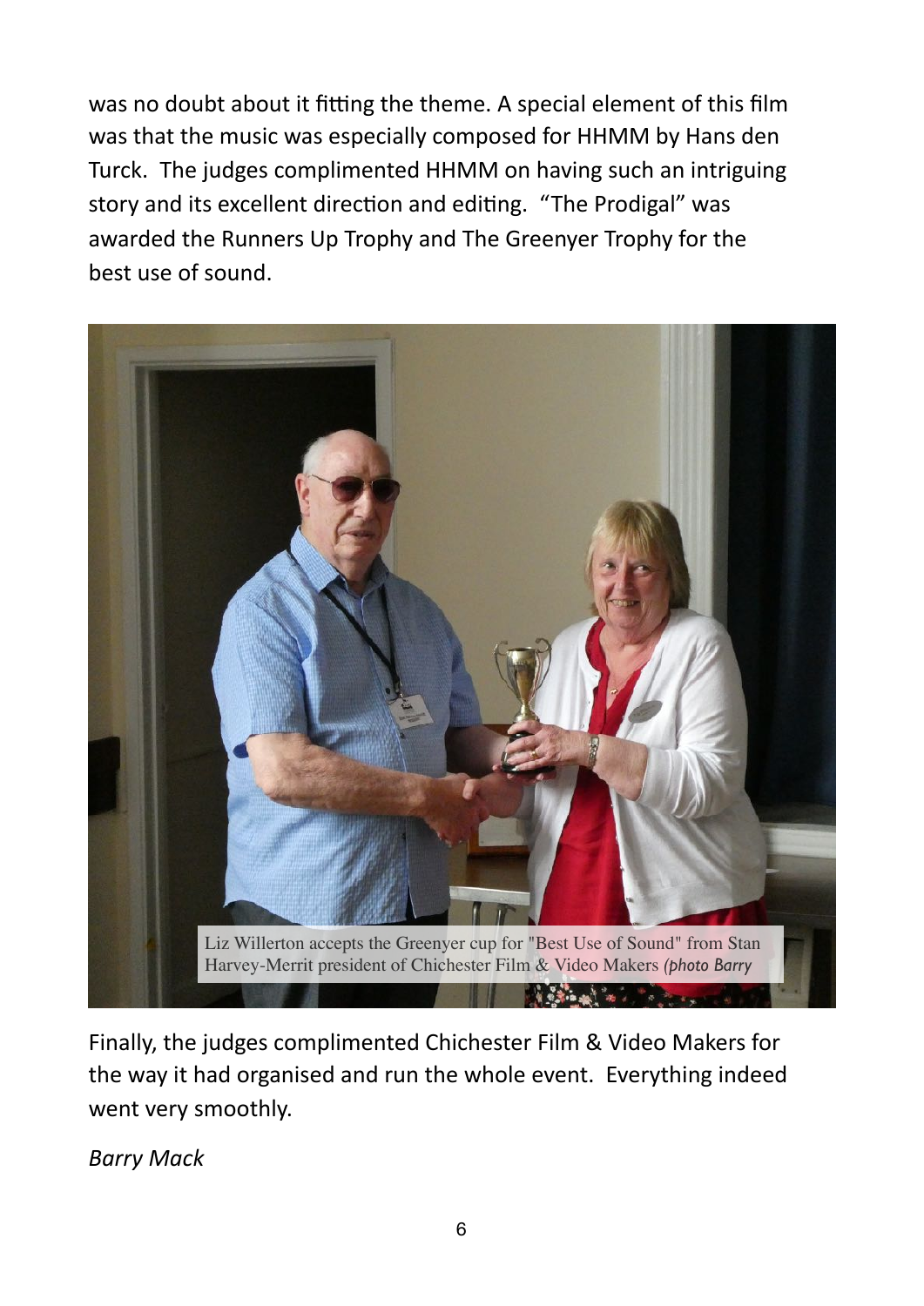was no doubt about it fitting the theme. A special element of this film was that the music was especially composed for HHMM by Hans den Turck. The judges complimented HHMM on having such an intriguing story and its excellent direction and editing. "The Prodigal" was awarded the Runners Up Trophy and The Greenyer Trophy for the best use of sound.

Liz Willerton accepts the Greenyer cup for "Best Use of Sound" from Stan Harvey-Merrit president of Chichester Film & Video Makers *(photo Barry*

Finally, the judges complimented Chichester Film & Video Makers for the way it had organised and run the whole event. Everything indeed went very smoothly.

*Barry Mack*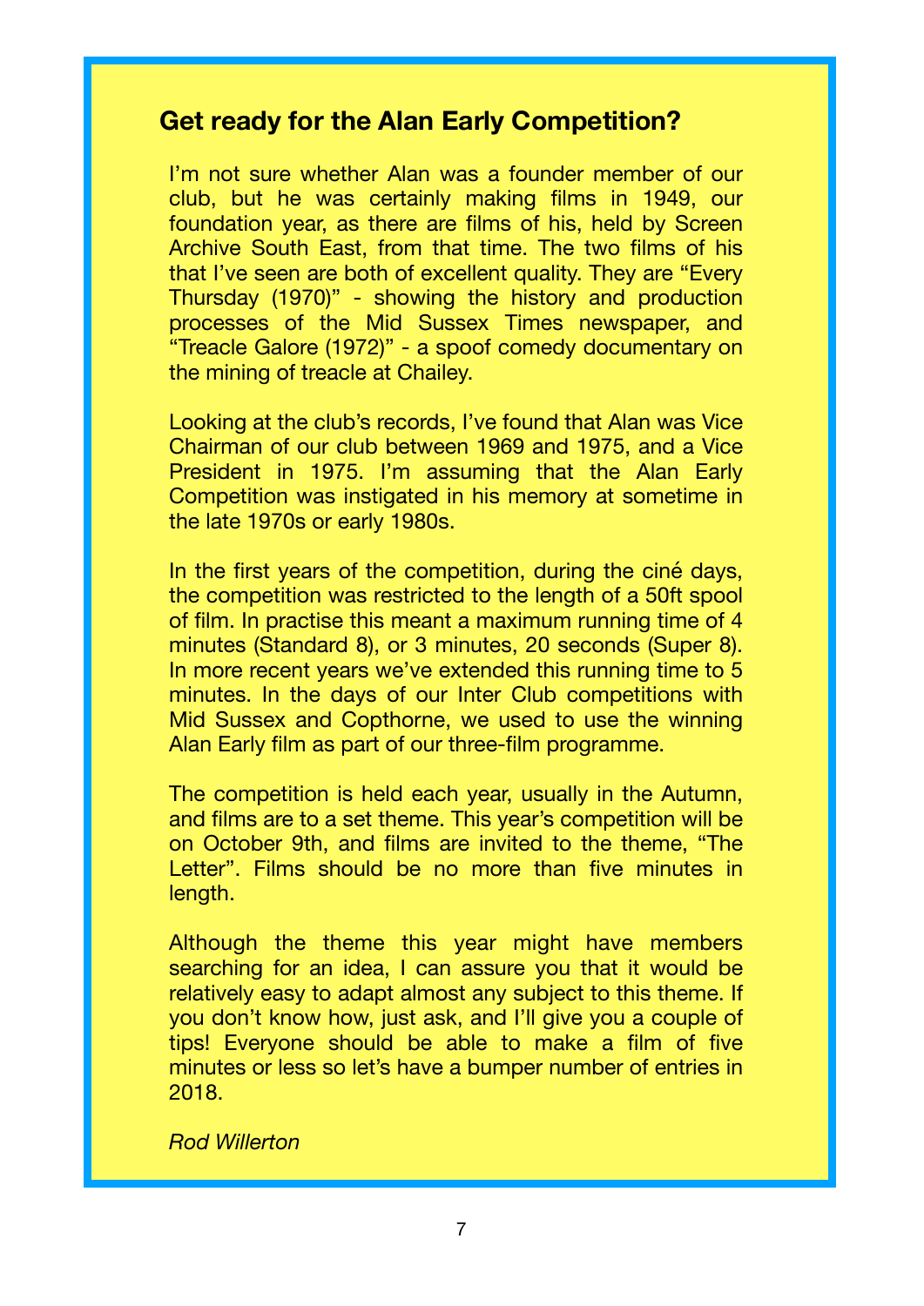## Get ready for the Alan Early Competition?

I'm not sure whether Alan was a founder member of our club, but he was certainly making films in 1949, our foundation year, as there are films of his, held by Screen Archive South East, from that time. The two films of his that I've seen are both of excellent quality. They are "Every Thursday (1970)" - showing the history and production processes of the Mid Sussex Times newspaper, and "Treacle Galore (1972)" - a spoof comedy documentary on the mining of treacle at Chailey.

Looking at the club's records, I've found that Alan was Vice Chairman of our club between 1969 and 1975, and a Vice President in 1975. I'm assuming that the Alan Early Competition was instigated in his memory at sometime in the late 1970s or early 1980s.

In the first years of the competition, during the ciné days, the competition was restricted to the length of a 50ft spool of film. In practise this meant a maximum running time of 4 minutes (Standard 8), or 3 minutes, 20 seconds (Super 8). In more recent years we've extended this running time to 5 minutes. In the days of our Inter Club competitions with Mid Sussex and Copthorne, we used to use the winning Alan Early film as part of our three-film programme.

The competition is held each year, usually in the Autumn, and films are to a set theme. This year's competition will be on October 9th, and films are invited to the theme, "The Letter". Films should be no more than five minutes in length.

Although the theme this year might have members searching for an idea, I can assure you that it would be relatively easy to adapt almost any subject to this theme. If you don't know how, just ask, and I'll give you a couple of tips! Everyone should be able to make a film of five minutes or less so let's have a bumper number of entries in 2018.

*Rod Willerton*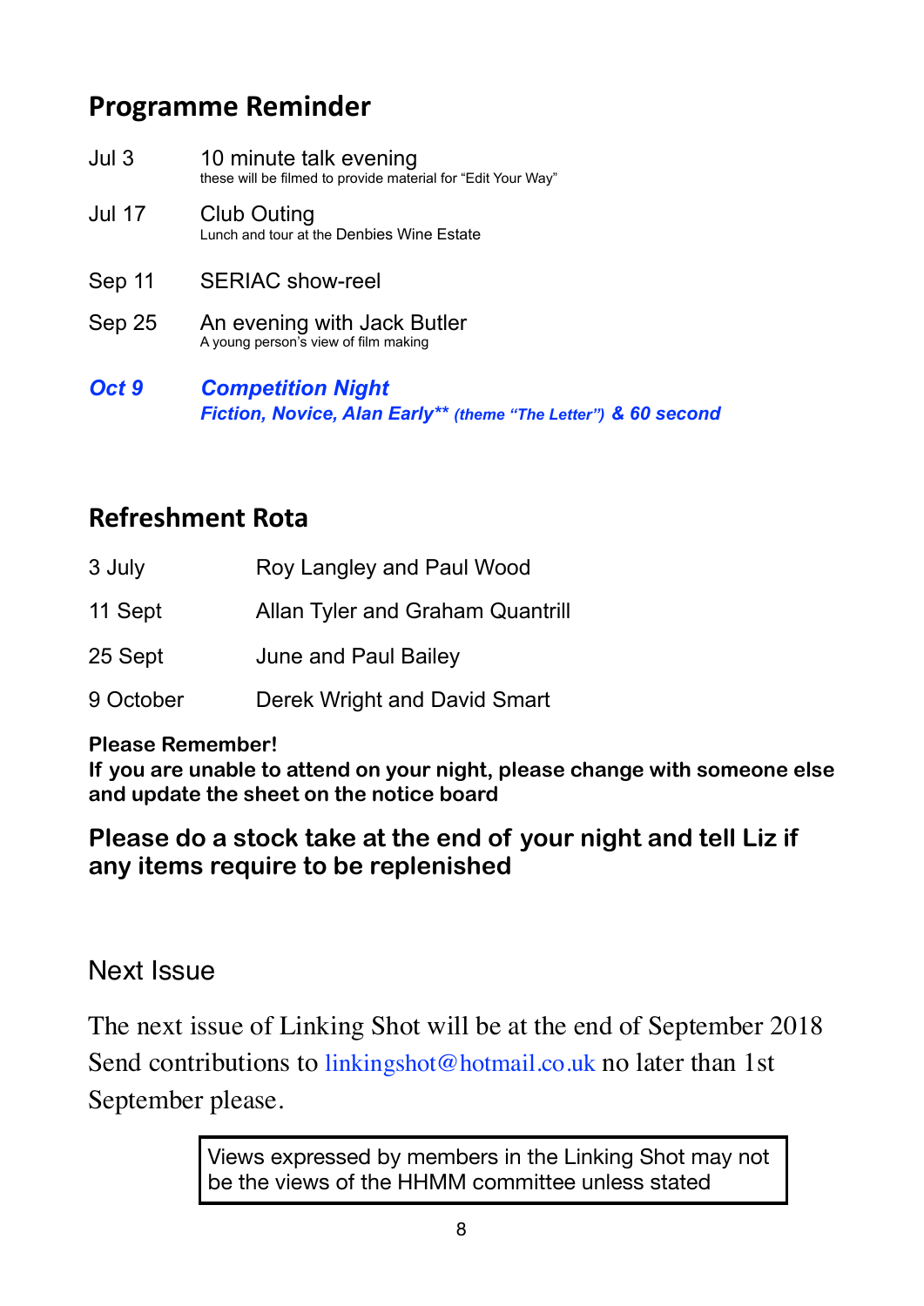## Programme Reminder

| | |
|---|---|
| Jul 3 | 10 minute talk evening<br>these will be filmed to provide material for "Edit Your Way" |
| Jul 17 | Club Outing<br>Lunch and tour at the Denbies Wine Estate |
| Sep 11 | SERIAC show-reel |
| Sep 25 | An evening with Jack Butler<br>A young person's view of film making |
| ***Oct 9*** | ***Competition Night***<br>***Fiction, Novice, Alan Early\*\* (theme "The Letter") & 60 second*** |

## Refreshment Rota

| | |
|---|---|
| 3 July | Roy Langley and Paul Wood |
| 11 Sept | Allan Tyler and Graham Quantrill |
| 25 Sept | June and Paul Bailey |
| 9 October | Derek Wright and David Smart |

**Please Remember!**
**If you are unable to attend on your night, please change with someone else and update the sheet on the notice board**

**Please do a stock take at the end of your night and tell Liz if any items require to be replenished**

## Next Issue

The next issue of Linking Shot will be at the end of September 2018
Send contributions to linkingshot@hotmail.co.uk no later than 1st September please.

Views expressed by members in the Linking Shot may not be the views of the HHMM committee unless stated